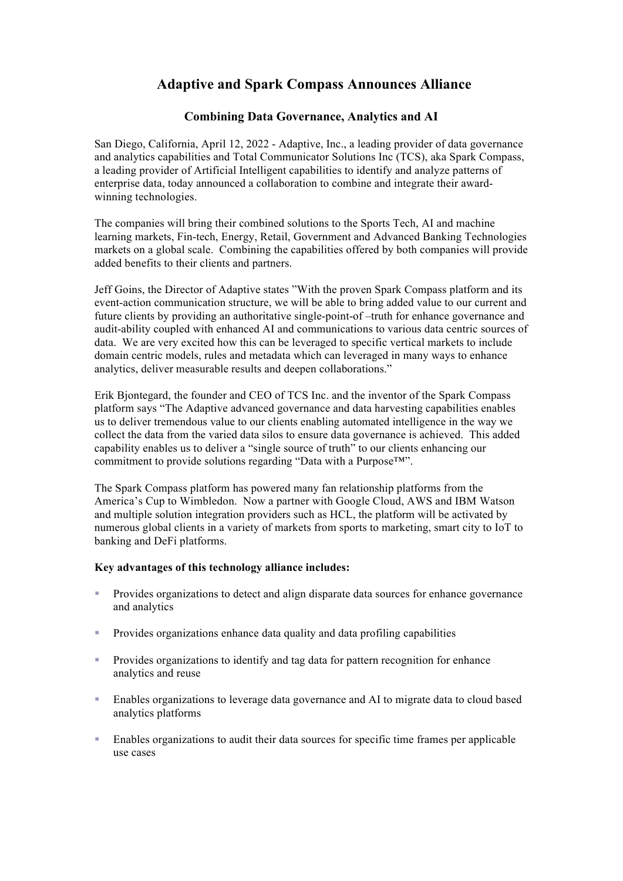# Adaptive and Spark Compass Announces Alliance

## Combining Data Governance, Analytics and AI

San Diego, California, April 12, 2022 - Adaptive, Inc., a leading provider of data governance and analytics capabilities and Total Communicator Solutions Inc (TCS), aka Spark Compass, a leading provider of Artificial Intelligent capabilities to identify and analyze patterns of enterprise data, today announced a collaboration to combine and integrate their award-winning technologies.

The companies will bring their combined solutions to the Sports Tech, AI and machine learning markets, Fin-tech, Energy, Retail, Government and Advanced Banking Technologies markets on a global scale. Combining the capabilities offered by both companies will provide added benefits to their clients and partners.

Jeff Goins, the Director of Adaptive states "With the proven Spark Compass platform and its event-action communication structure, we will be able to bring added value to our current and future clients by providing an authoritative single-point-of –truth for enhance governance and audit-ability coupled with enhanced AI and communications to various data centric sources of data. We are very excited how this can be leveraged to specific vertical markets to include domain centric models, rules and metadata which can leveraged in many ways to enhance analytics, deliver measurable results and deepen collaborations."

Erik Bjontegard, the founder and CEO of TCS Inc. and the inventor of the Spark Compass platform says "The Adaptive advanced governance and data harvesting capabilities enables us to deliver tremendous value to our clients enabling automated intelligence in the way we collect the data from the varied data silos to ensure data governance is achieved. This added capability enables us to deliver a "single source of truth" to our clients enhancing our commitment to provide solutions regarding "Data with a Purpose™".

The Spark Compass platform has powered many fan relationship platforms from the America's Cup to Wimbledon. Now a partner with Google Cloud, AWS and IBM Watson and multiple solution integration providers such as HCL, the platform will be activated by numerous global clients in a variety of markets from sports to marketing, smart city to IoT to banking and DeFi platforms.

**Key advantages of this technology alliance includes:**

- Provides organizations to detect and align disparate data sources for enhance governance and analytics
- Provides organizations enhance data quality and data profiling capabilities
- Provides organizations to identify and tag data for pattern recognition for enhance analytics and reuse
- Enables organizations to leverage data governance and AI to migrate data to cloud based analytics platforms
- Enables organizations to audit their data sources for specific time frames per applicable use cases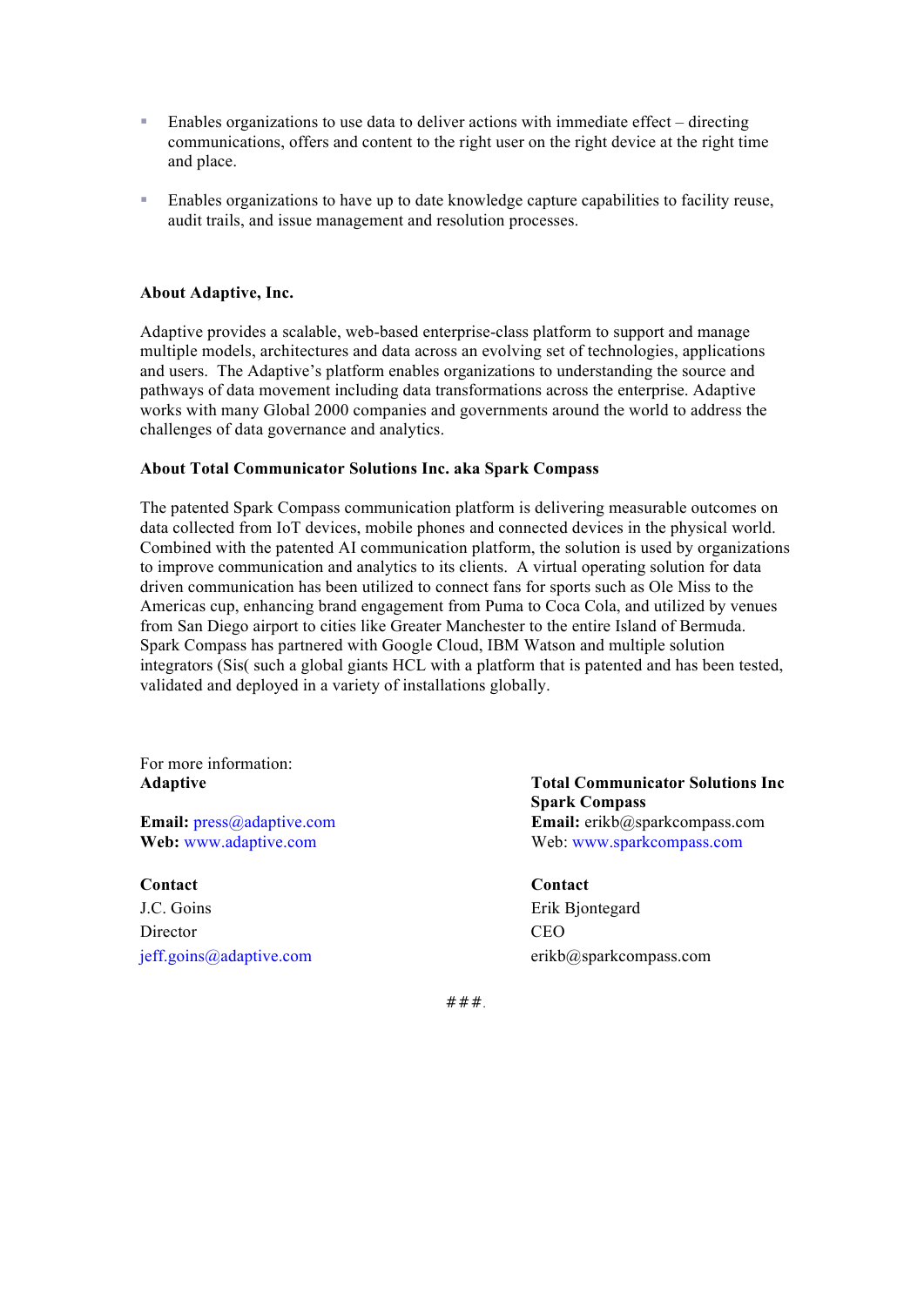- Enables organizations to use data to deliver actions with immediate effect – directing communications, offers and content to the right user on the right device at the right time and place.
- Enables organizations to have up to date knowledge capture capabilities to facility reuse, audit trails, and issue management and resolution processes.

**About Adaptive, Inc.**

Adaptive provides a scalable, web-based enterprise-class platform to support and manage multiple models, architectures and data across an evolving set of technologies, applications and users. The Adaptive's platform enables organizations to understanding the source and pathways of data movement including data transformations across the enterprise. Adaptive works with many Global 2000 companies and governments around the world to address the challenges of data governance and analytics.

**About Total Communicator Solutions Inc. aka Spark Compass**

The patented Spark Compass communication platform is delivering measurable outcomes on data collected from IoT devices, mobile phones and connected devices in the physical world. Combined with the patented AI communication platform, the solution is used by organizations to improve communication and analytics to its clients. A virtual operating solution for data driven communication has been utilized to connect fans for sports such as Ole Miss to the Americas cup, enhancing brand engagement from Puma to Coca Cola, and utilized by venues from San Diego airport to cities like Greater Manchester to the entire Island of Bermuda. Spark Compass has partnered with Google Cloud, IBM Watson and multiple solution integrators (Sis( such a global giants HCL with a platform that is patented and has been tested, validated and deployed in a variety of installations globally.

For more information:

**Adaptive**

**Email:** press@adaptive.com
**Web:** www.adaptive.com

**Contact**
J.C. Goins
Director
jeff.goins@adaptive.com

**Total Communicator Solutions Inc**
**Spark Compass**
**Email:** erikb@sparkcompass.com
Web: www.sparkcompass.com

**Contact**
Erik Bjontegard
CEO
erikb@sparkcompass.com

###.